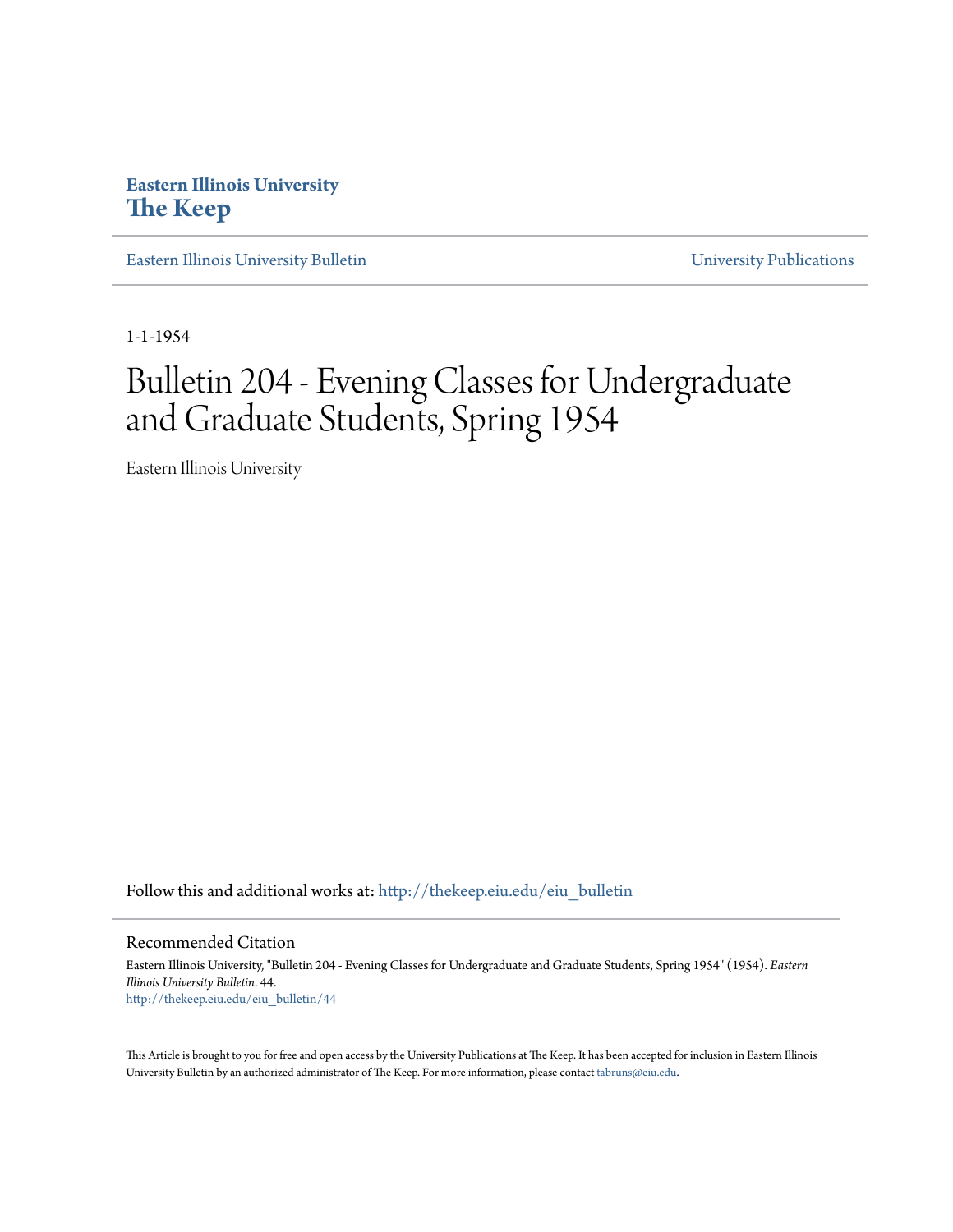**Eastern Illinois University**
**The Keep**

Eastern Illinois University Bulletin | University Publications

1-1-1954

# Bulletin 204 - Evening Classes for Undergraduate and Graduate Students, Spring 1954

Eastern Illinois University

Follow this and additional works at: http://thekeep.eiu.edu/eiu_bulletin

## Recommended Citation

Eastern Illinois University, "Bulletin 204 - Evening Classes for Undergraduate and Graduate Students, Spring 1954" (1954). *Eastern Illinois University Bulletin*. 44.
http://thekeep.eiu.edu/eiu_bulletin/44

This Article is brought to you for free and open access by the University Publications at The Keep. It has been accepted for inclusion in Eastern Illinois University Bulletin by an authorized administrator of The Keep. For more information, please contact tabruns@eiu.edu.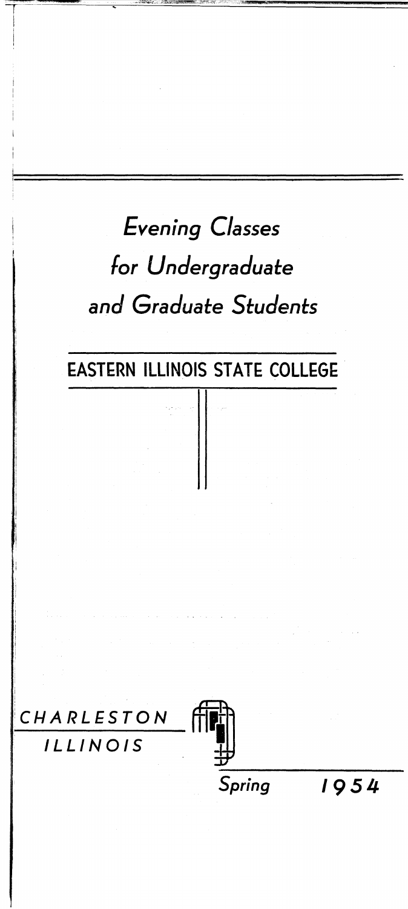# *Evening Classes for Undergraduate and Graduate Students*

## EASTERN ILLINOIS STATE COLLEGE

*CHARLESTON*
*ILLINOIS*

*Spring 1954*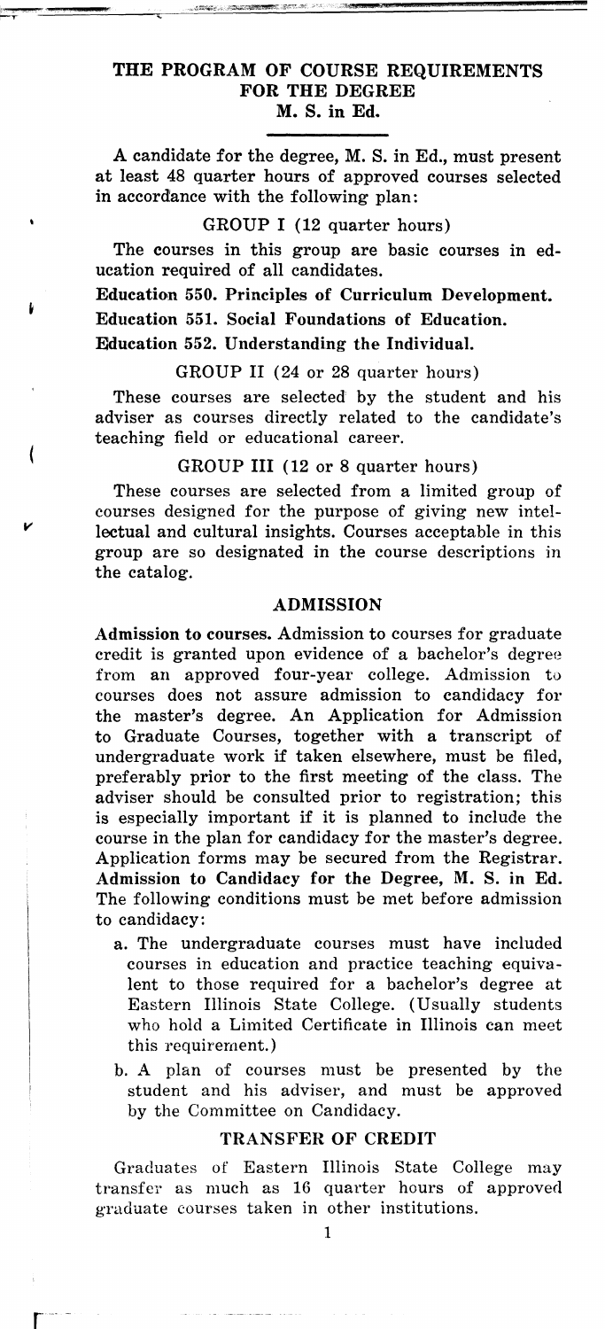# THE PROGRAM OF COURSE REQUIREMENTS FOR THE DEGREE M. S. in Ed.

A candidate for the degree, M. S. in Ed., must present at least 48 quarter hours of approved courses selected in accordance with the following plan:

GROUP I (12 quarter hours)

The courses in this group are basic courses in education required of all candidates.

**Education 550. Principles of Curriculum Development.**

**Education 551. Social Foundations of Education.**

**Education 552. Understanding the Individual.**

GROUP II (24 or 28 quarter hours)

These courses are selected by the student and his adviser as courses directly related to the candidate's teaching field or educational career.

GROUP III (12 or 8 quarter hours)

These courses are selected from a limited group of courses designed for the purpose of giving new intellectual and cultural insights. Courses acceptable in this group are so designated in the course descriptions in the catalog.

## ADMISSION

**Admission to courses.** Admission to courses for graduate credit is granted upon evidence of a bachelor's degree from an approved four-year college. Admission to courses does not assure admission to candidacy for the master's degree. An Application for Admission to Graduate Courses, together with a transcript of undergraduate work if taken elsewhere, must be filed, preferably prior to the first meeting of the class. The adviser should be consulted prior to registration; this is especially important if it is planned to include the course in the plan for candidacy for the master's degree. Application forms may be secured from the Registrar.

**Admission to Candidacy for the Degree, M. S. in Ed.** The following conditions must be met before admission to candidacy:

a. The undergraduate courses must have included courses in education and practice teaching equivalent to those required for a bachelor's degree at Eastern Illinois State College. (Usually students who hold a Limited Certificate in Illinois can meet this requirement.)

b. A plan of courses must be presented by the student and his adviser, and must be approved by the Committee on Candidacy.

## TRANSFER OF CREDIT

Graduates of Eastern Illinois State College may transfer as much as 16 quarter hours of approved graduate courses taken in other institutions.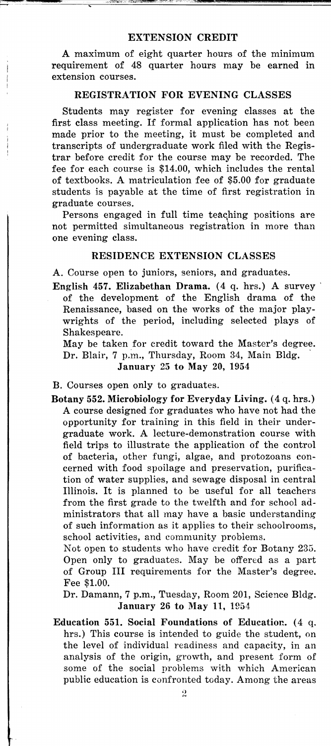## EXTENSION CREDIT

A maximum of eight quarter hours of the minimum requirement of 48 quarter hours may be earned in extension courses.

## REGISTRATION FOR EVENING CLASSES

Students may register for evening classes at the first class meeting. If formal application has not been made prior to the meeting, it must be completed and transcripts of undergraduate work filed with the Registrar before credit for the course may be recorded. The fee for each course is $14.00, which includes the rental of textbooks. A matriculation fee of $5.00 for graduate students is payable at the time of first registration in graduate courses.

Persons engaged in full time teaching positions are not permitted simultaneous registration in more than one evening class.

## RESIDENCE EXTENSION CLASSES

A. Course open to juniors, seniors, and graduates.

**English 457. Elizabethan Drama.** (4 q. hrs.) A survey of the development of the English drama of the Renaissance, based on the works of the major playwrights of the period, including selected plays of Shakespeare.

May be taken for credit toward the Master's degree.
Dr. Blair, 7 p.m., Thursday, Room 34, Main Bldg.

**January 25 to May 20, 1954**

B. Courses open only to graduates.

**Botany 552. Microbiology for Everyday Living.** (4 q. hrs.) A course designed for graduates who have not had the opportunity for training in this field in their undergraduate work. A lecture-demonstration course with field trips to illustrate the application of the control of bacteria, other fungi, algae, and protozoans concerned with food spoilage and preservation, purification of water supplies, and sewage disposal in central Illinois. It is planned to be useful for all teachers from the first grade to the twelfth and for school administrators that all may have a basic understanding of such information as it applies to their schoolrooms, school activities, and community problems.

Not open to students who have credit for Botany 235. Open only to graduates. May be offered as a part of Group III requirements for the Master's degree. Fee $1.00.

Dr. Damann, 7 p.m., Tuesday, Room 201, Science Bldg.

**January 26 to May 11, 1954**

**Education 551. Social Foundations of Education.** (4 q. hrs.) This course is intended to guide the student, on the level of individual readiness and capacity, in an analysis of the origin, growth, and present form of some of the social problems with which American public education is confronted today. Among the areas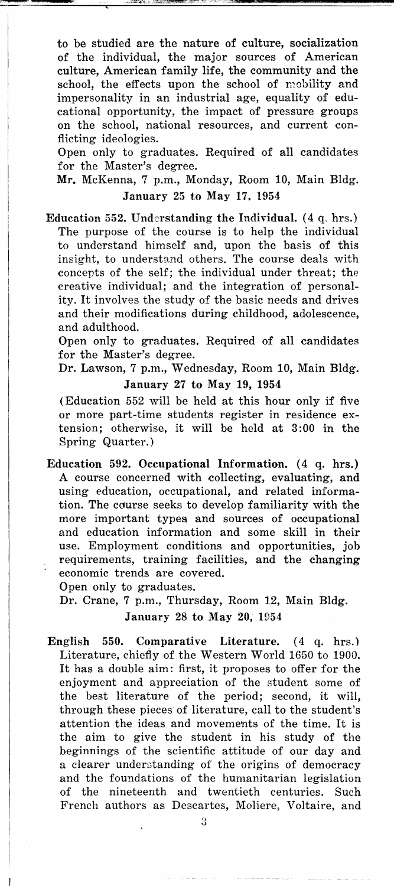to be studied are the nature of culture, socialization of the individual, the major sources of American culture, American family life, the community and the school, the effects upon the school of mobility and impersonality in an industrial age, equality of educational opportunity, the impact of pressure groups on the school, national resources, and current conflicting ideologies.

Open only to graduates. Required of all candidates for the Master's degree.

**Mr. McKenna, 7 p.m., Monday, Room 10, Main Bldg.**

**January 25 to May 17, 1954**

**Education 552. Understanding the Individual.** (4 q. hrs.) The purpose of the course is to help the individual to understand himself and, upon the basis of this insight, to understand others. The course deals with concepts of the self; the individual under threat; the creative individual; and the integration of personality. It involves the study of the basic needs and drives and their modifications during childhood, adolescence, and adulthood.

Open only to graduates. Required of all candidates for the Master's degree.

**Dr. Lawson, 7 p.m., Wednesday, Room 10, Main Bldg.**

**January 27 to May 19, 1954**

(Education 552 will be held at this hour only if five or more part-time students register in residence extension; otherwise, it will be held at 3:00 in the Spring Quarter.)

**Education 592. Occupational Information.** (4 q. hrs.) A course concerned with collecting, evaluating, and using education, occupational, and related information. The course seeks to develop familiarity with the more important types and sources of occupational and education information and some skill in their use. Employment conditions and opportunities, job requirements, training facilities, and the changing economic trends are covered.

Open only to graduates.

**Dr. Crane, 7 p.m., Thursday, Room 12, Main Bldg.**

**January 28 to May 20, 1954**

**English 550. Comparative Literature.** (4 q. hrs.) Literature, chiefly of the Western World 1650 to 1900. It has a double aim: first, it proposes to offer for the enjoyment and appreciation of the student some of the best literature of the period; second, it will, through these pieces of literature, call to the student's attention the ideas and movements of the time. It is the aim to give the student in his study of the beginnings of the scientific attitude of our day and a clearer understanding of the origins of democracy and the foundations of the humanitarian legislation of the nineteenth and twentieth centuries. Such French authors as Descartes, Moliere, Voltaire, and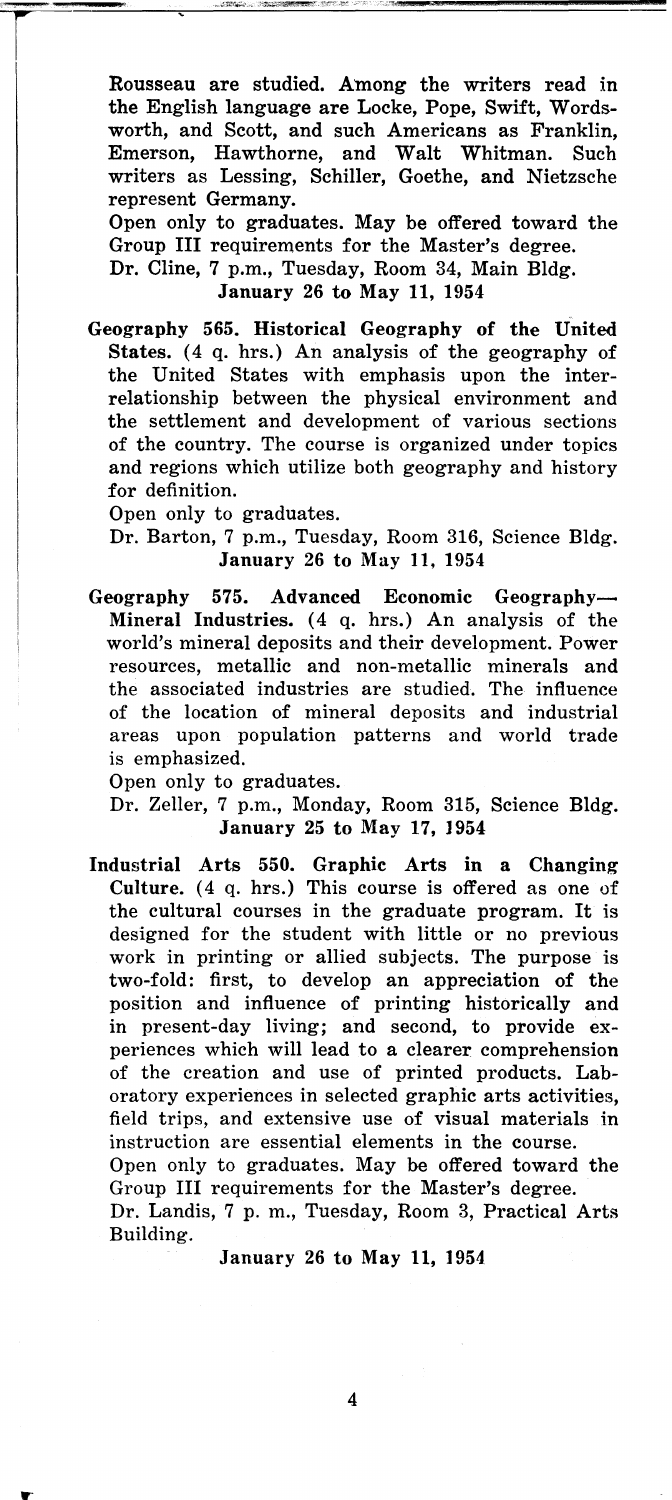Rousseau are studied. Among the writers read in the English language are Locke, Pope, Swift, Wordsworth, and Scott, and such Americans as Franklin, Emerson, Hawthorne, and Walt Whitman. Such writers as Lessing, Schiller, Goethe, and Nietzsche represent Germany.

Open only to graduates. May be offered toward the Group III requirements for the Master's degree.

Dr. Cline, 7 p.m., Tuesday, Room 34, Main Bldg.

**January 26 to May 11, 1954**

**Geography 565. Historical Geography of the United States.** (4 q. hrs.) An analysis of the geography of the United States with emphasis upon the interrelationship between the physical environment and the settlement and development of various sections of the country. The course is organized under topics and regions which utilize both geography and history for definition.

Open only to graduates.

Dr. Barton, 7 p.m., Tuesday, Room 316, Science Bldg.

**January 26 to May 11, 1954**

**Geography 575. Advanced Economic Geography—Mineral Industries.** (4 q. hrs.) An analysis of the world's mineral deposits and their development. Power resources, metallic and non-metallic minerals and the associated industries are studied. The influence of the location of mineral deposits and industrial areas upon population patterns and world trade is emphasized.

Open only to graduates.

Dr. Zeller, 7 p.m., Monday, Room 315, Science Bldg.

**January 25 to May 17, 1954**

**Industrial Arts 550. Graphic Arts in a Changing Culture.** (4 q. hrs.) This course is offered as one of the cultural courses in the graduate program. It is designed for the student with little or no previous work in printing or allied subjects. The purpose is two-fold: first, to develop an appreciation of the position and influence of printing historically and in present-day living; and second, to provide experiences which will lead to a clearer comprehension of the creation and use of printed products. Laboratory experiences in selected graphic arts activities, field trips, and extensive use of visual materials in instruction are essential elements in the course.

Open only to graduates. May be offered toward the Group III requirements for the Master's degree.

Dr. Landis, 7 p. m., Tuesday, Room 3, Practical Arts Building.

**January 26 to May 11, 1954**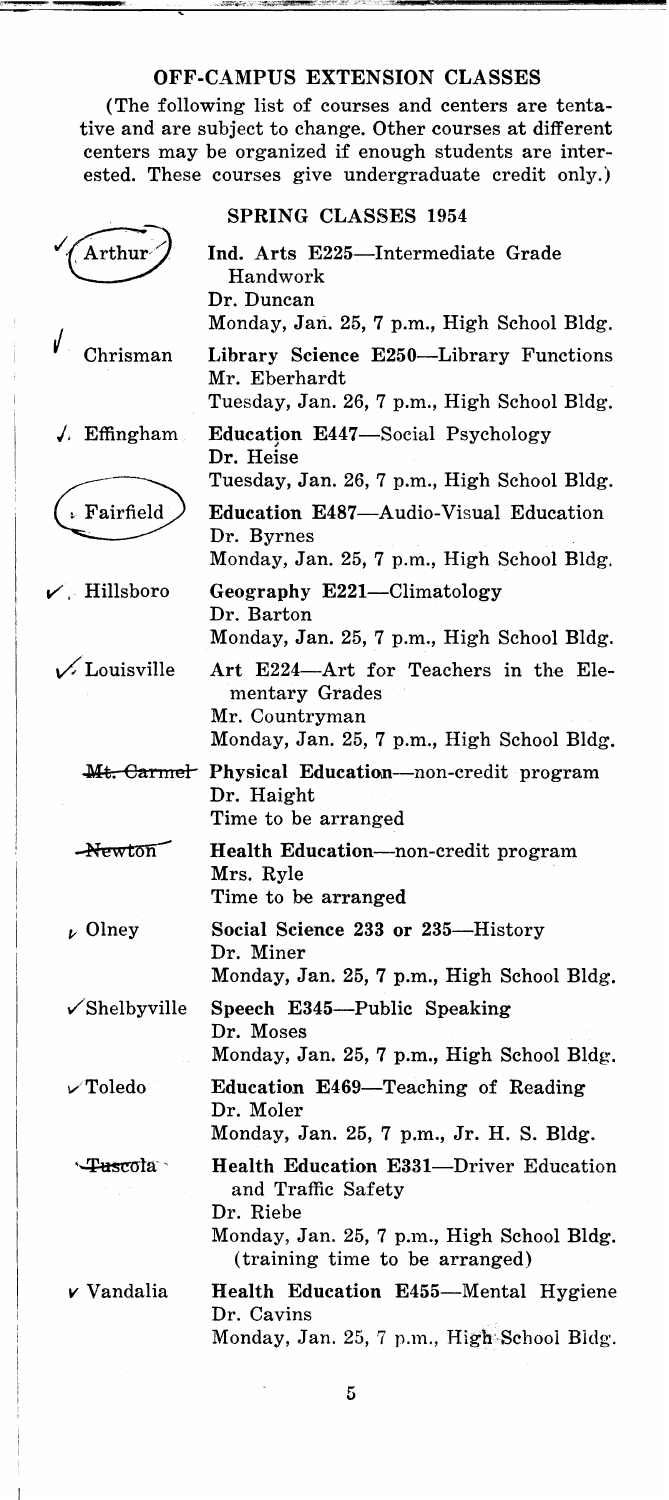## OFF-CAMPUS EXTENSION CLASSES

(The following list of courses and centers are tentative and are subject to change. Other courses at different centers may be organized if enough students are interested. These courses give undergraduate credit only.)

### SPRING CLASSES 1954

| | |
|---|---|
| Arthur | **Ind. Arts E225—Intermediate Grade Handwork**<br>Dr. Duncan<br>Monday, Jan. 25, 7 p.m., High School Bldg. |
| Chrisman | **Library Science E250—Library Functions**<br>Mr. Eberhardt<br>Tuesday, Jan. 26, 7 p.m., High School Bldg. |
| Effingham | **Education E447—Social Psychology**<br>Dr. Heise<br>Tuesday, Jan. 26, 7 p.m., High School Bldg. |
| Fairfield | **Education E487—Audio-Visual Education**<br>Dr. Byrnes<br>Monday, Jan. 25, 7 p.m., High School Bldg. |
| Hillsboro | **Geography E221—Climatology**<br>Dr. Barton<br>Monday, Jan. 25, 7 p.m., High School Bldg. |
| Louisville | **Art E224—Art for Teachers in the Elementary Grades**<br>Mr. Countryman<br>Monday, Jan. 25, 7 p.m., High School Bldg. |
| ~~Mt. Carmel~~ | **Physical Education—non-credit program**<br>Dr. Haight<br>Time to be arranged |
| ~~Newton~~ | **Health Education—non-credit program**<br>Mrs. Ryle<br>Time to be arranged |
| Olney | **Social Science 233 or 235—History**<br>Dr. Miner<br>Monday, Jan. 25, 7 p.m., High School Bldg. |
| Shelbyville | **Speech E345—Public Speaking**<br>Dr. Moses<br>Monday, Jan. 25, 7 p.m., High School Bldg. |
| Toledo | **Education E469—Teaching of Reading**<br>Dr. Moler<br>Monday, Jan. 25, 7 p.m., Jr. H. S. Bldg. |
| ~~Tuscola~~ | **Health Education E331—Driver Education and Traffic Safety**<br>Dr. Riebe<br>Monday, Jan. 25, 7 p.m., High School Bldg.<br>(training time to be arranged) |
| Vandalia | **Health Education E455—Mental Hygiene**<br>Dr. Cavins<br>Monday, Jan. 25, 7 p.m., High School Bldg. |